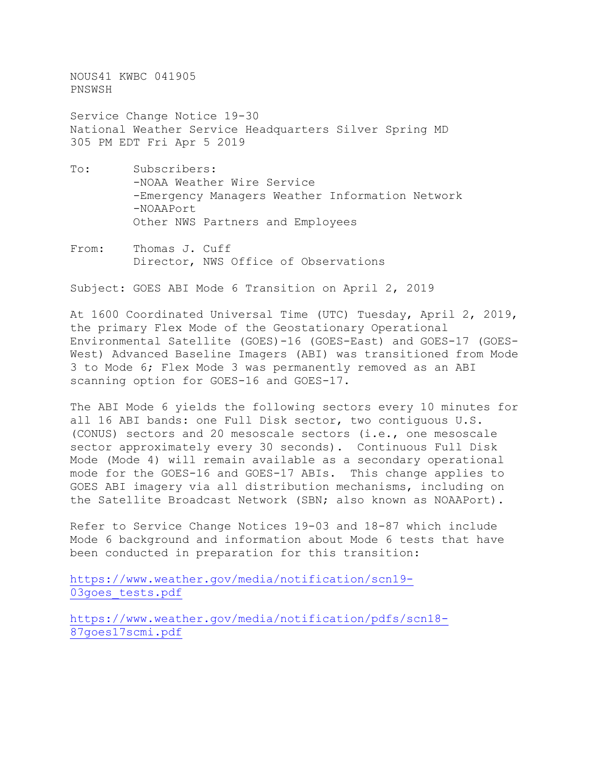NOUS41 KWBC 041905
PNSWSH

Service Change Notice 19-30
National Weather Service Headquarters Silver Spring MD
305 PM EDT Fri Apr 5 2019

To: Subscribers:
-NOAA Weather Wire Service
-Emergency Managers Weather Information Network
-NOAAPort
Other NWS Partners and Employees

From: Thomas J. Cuff
Director, NWS Office of Observations

Subject: GOES ABI Mode 6 Transition on April 2, 2019

At 1600 Coordinated Universal Time (UTC) Tuesday, April 2, 2019, the primary Flex Mode of the Geostationary Operational Environmental Satellite (GOES)-16 (GOES-East) and GOES-17 (GOES-West) Advanced Baseline Imagers (ABI) was transitioned from Mode 3 to Mode 6; Flex Mode 3 was permanently removed as an ABI scanning option for GOES-16 and GOES-17.

The ABI Mode 6 yields the following sectors every 10 minutes for all 16 ABI bands: one Full Disk sector, two contiguous U.S. (CONUS) sectors and 20 mesoscale sectors (i.e., one mesoscale sector approximately every 30 seconds). Continuous Full Disk Mode (Mode 4) will remain available as a secondary operational mode for the GOES-16 and GOES-17 ABIs. This change applies to GOES ABI imagery via all distribution mechanisms, including on the Satellite Broadcast Network (SBN; also known as NOAAPort).

Refer to Service Change Notices 19-03 and 18-87 which include Mode 6 background and information about Mode 6 tests that have been conducted in preparation for this transition:

https://www.weather.gov/media/notification/scn19-03goes_tests.pdf

https://www.weather.gov/media/notification/pdfs/scn18-87goes17scmi.pdf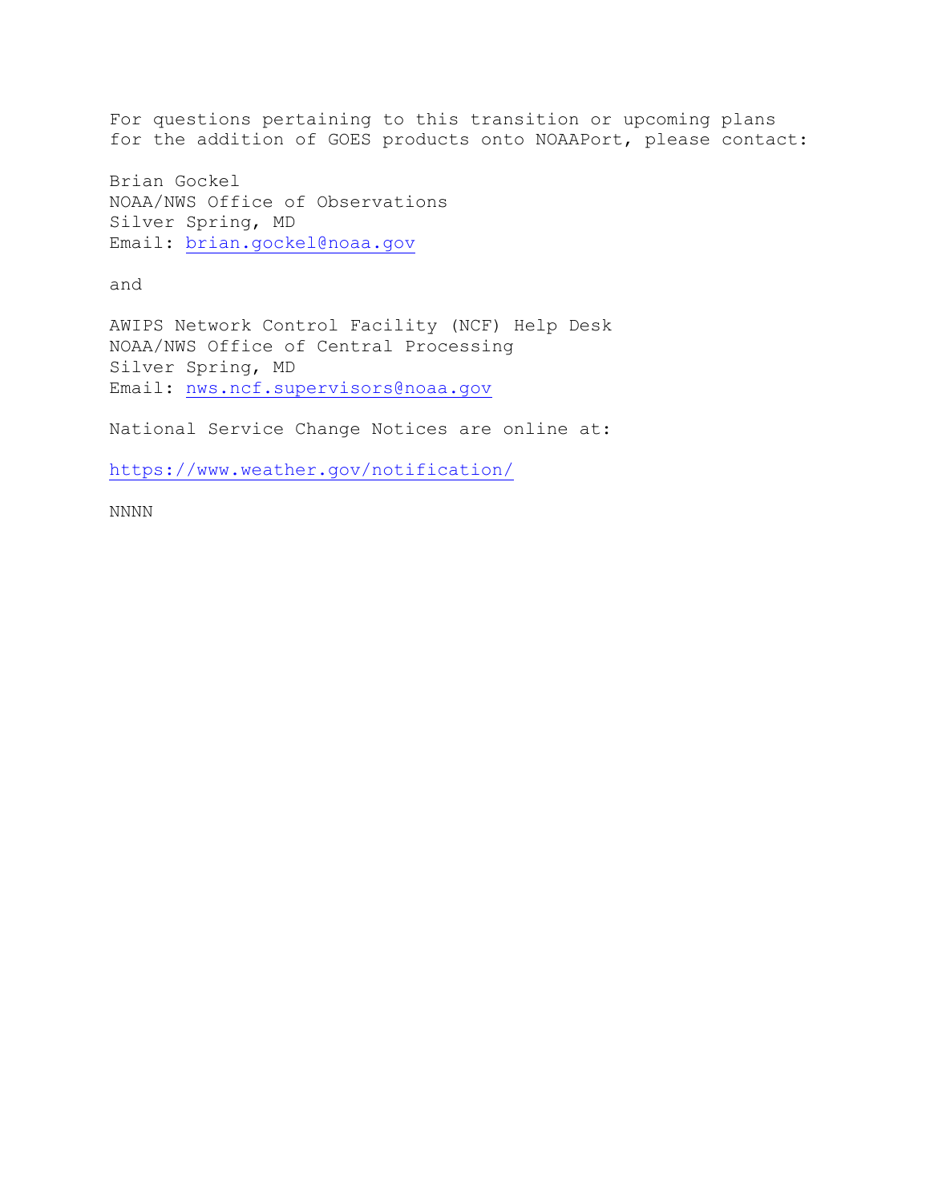For questions pertaining to this transition or upcoming plans for the addition of GOES products onto NOAAPort, please contact:

Brian Gockel  
NOAA/NWS Office of Observations  
Silver Spring, MD  
Email: brian.gockel@noaa.gov

and

AWIPS Network Control Facility (NCF) Help Desk  
NOAA/NWS Office of Central Processing  
Silver Spring, MD  
Email: nws.ncf.supervisors@noaa.gov

National Service Change Notices are online at:

https://www.weather.gov/notification/

NNNN